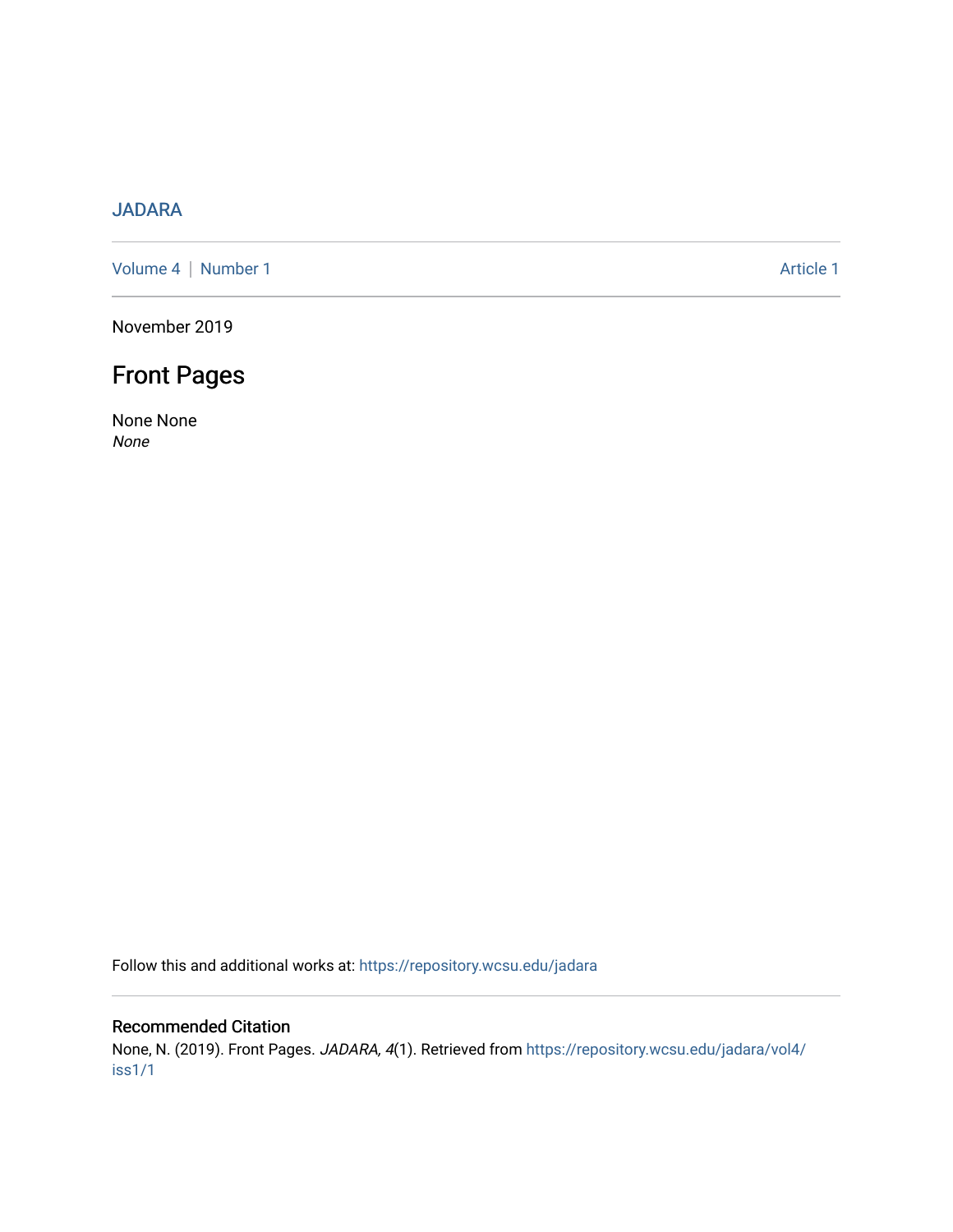JADARA

Volume 4 | Number 1 Article 1

November 2019

# Front Pages

None None
*None*

Follow this and additional works at: https://repository.wcsu.edu/jadara

## Recommended Citation

None, N. (2019). Front Pages. *JADARA, 4*(1). Retrieved from https://repository.wcsu.edu/jadara/vol4/iss1/1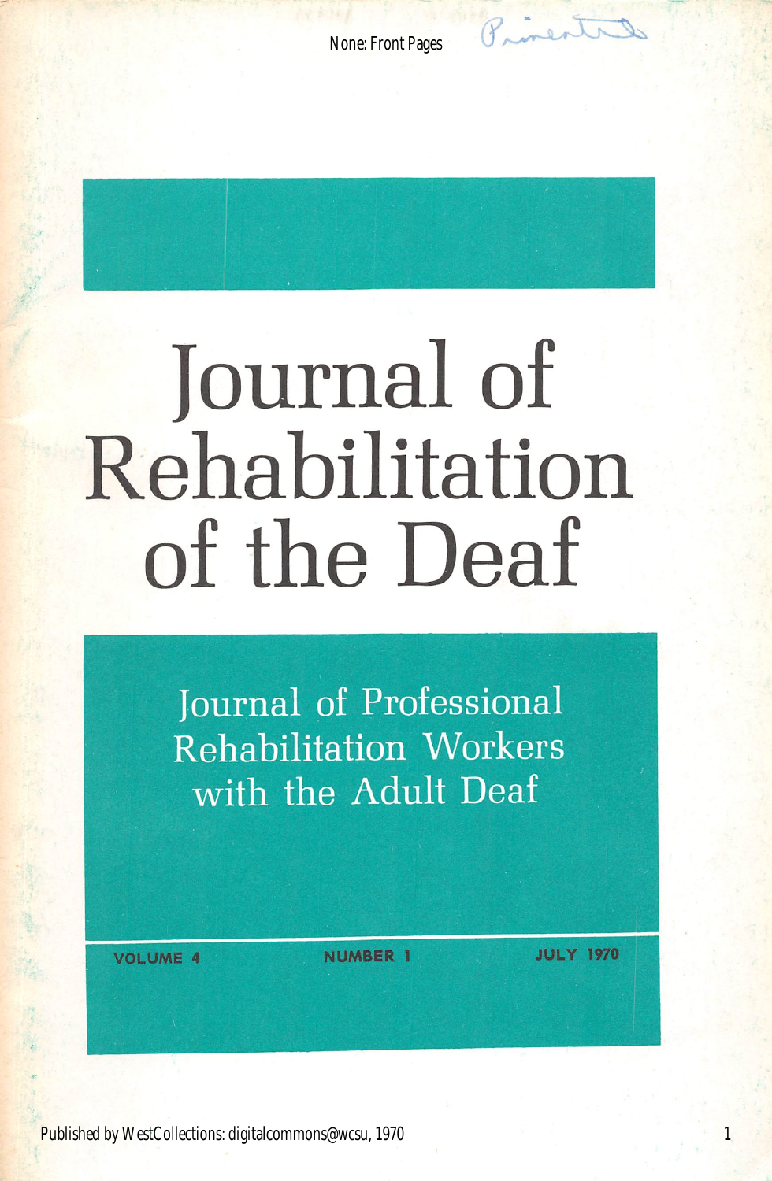# Journal of Rehabilitation of the Deaf

Journal of Professional Rehabilitation Workers with the Adult Deaf

VOLUME 4 NUMBER 1 JULY 1970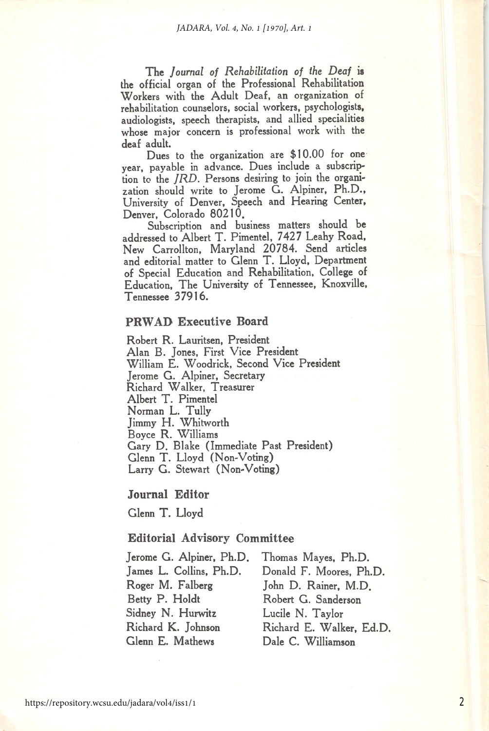The *Journal of Rehabilitation of the Deaf* is the official organ of the Professional Rehabilitation Workers with the Adult Deaf, an organization of rehabilitation counselors, social workers, psychologists, audiologists, speech therapists, and allied specialities whose major concern is professional work with the deaf adult.

Dues to the organization are $10.00 for one year, payable in advance. Dues include a subscription to the *JRD*. Persons desiring to join the organization should write to Jerome G. Alpiner, Ph.D., University of Denver, Speech and Hearing Center, Denver, Colorado 80210.

Subscription and business matters should be addressed to Albert T. Pimentel, 7427 Leahy Road, New Carrollton, Maryland 20784. Send articles and editorial matter to Glenn T. Lloyd, Department of Special Education and Rehabilitation, College of Education, The University of Tennessee, Knoxville, Tennessee 37916.

## PRWAD Executive Board

Robert R. Lauritsen, President
Alan B. Jones, First Vice President
William E. Woodrick, Second Vice President
Jerome G. Alpiner, Secretary
Richard Walker, Treasurer
Albert T. Pimentel
Norman L. Tully
Jimmy H. Whitworth
Boyce R. Williams
Gary D. Blake (Immediate Past President)
Glenn T. Lloyd (Non-Voting)
Larry G. Stewart (Non-Voting)

## Journal Editor

Glenn T. Lloyd

## Editorial Advisory Committee

Jerome G. Alpiner, Ph.D.
James L. Collins, Ph.D.
Roger M. Falberg
Betty P. Holdt
Sidney N. Hurwitz
Richard K. Johnson
Glenn E. Mathews
Thomas Mayes, Ph.D.
Donald F. Moores, Ph.D.
John D. Rainer, M.D.
Robert G. Sanderson
Lucile N. Taylor
Richard E. Walker, Ed.D.
Dale C. Williamson